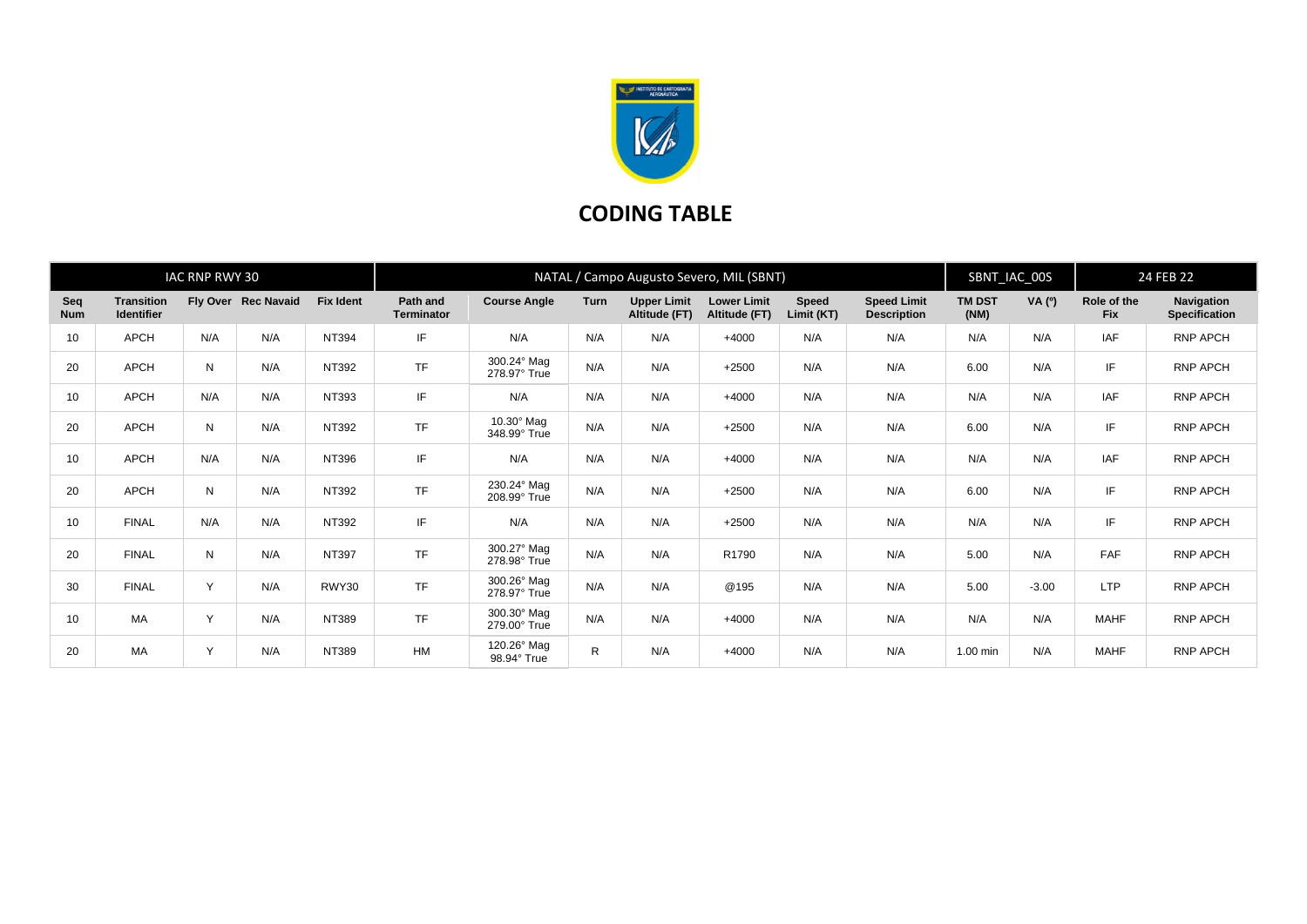# CODING TABLE

| IAC RNP RWY 30 | | | | | NATAL / Campo Augusto Severo, MIL (SBNT) | | | | | | SBNT_IAC_00S | | 24 FEB 22 | |
|---|---|---|---|---|---|---|---|---|---|---|---|---|---|---|
| Seq Num | Transition Identifier | Fly Over | Rec Navaid | Fix Ident | Path and Terminator | Course Angle | Turn | Upper Limit Altitude (FT) | Lower Limit Altitude (FT) | Speed Limit (KT) | Speed Limit Description | TM DST (NM) | VA (º) | Role of the Fix | Navigation Specification |
| 10 | APCH | N/A | N/A | NT394 | IF | N/A | N/A | N/A | +4000 | N/A | N/A | N/A | N/A | IAF | RNP APCH |
| 20 | APCH | N | N/A | NT392 | TF | 300.24° Mag 278.97° True | N/A | N/A | +2500 | N/A | N/A | 6.00 | N/A | IF | RNP APCH |
| 10 | APCH | N/A | N/A | NT393 | IF | N/A | N/A | N/A | +4000 | N/A | N/A | N/A | N/A | IAF | RNP APCH |
| 20 | APCH | N | N/A | NT392 | TF | 10.30° Mag 348.99° True | N/A | N/A | +2500 | N/A | N/A | 6.00 | N/A | IF | RNP APCH |
| 10 | APCH | N/A | N/A | NT396 | IF | N/A | N/A | N/A | +4000 | N/A | N/A | N/A | N/A | IAF | RNP APCH |
| 20 | APCH | N | N/A | NT392 | TF | 230.24° Mag 208.99° True | N/A | N/A | +2500 | N/A | N/A | 6.00 | N/A | IF | RNP APCH |
| 10 | FINAL | N/A | N/A | NT392 | IF | N/A | N/A | N/A | +2500 | N/A | N/A | N/A | N/A | IF | RNP APCH |
| 20 | FINAL | N | N/A | NT397 | TF | 300.27° Mag 278.98° True | N/A | N/A | R1790 | N/A | N/A | 5.00 | N/A | FAF | RNP APCH |
| 30 | FINAL | Y | N/A | RWY30 | TF | 300.26° Mag 278.97° True | N/A | N/A | @195 | N/A | N/A | 5.00 | -3.00 | LTP | RNP APCH |
| 10 | MA | Y | N/A | NT389 | TF | 300.30° Mag 279.00° True | N/A | N/A | +4000 | N/A | N/A | N/A | N/A | MAHF | RNP APCH |
| 20 | MA | Y | N/A | NT389 | HM | 120.26° Mag 98.94° True | R | N/A | +4000 | N/A | N/A | 1.00 min | N/A | MAHF | RNP APCH |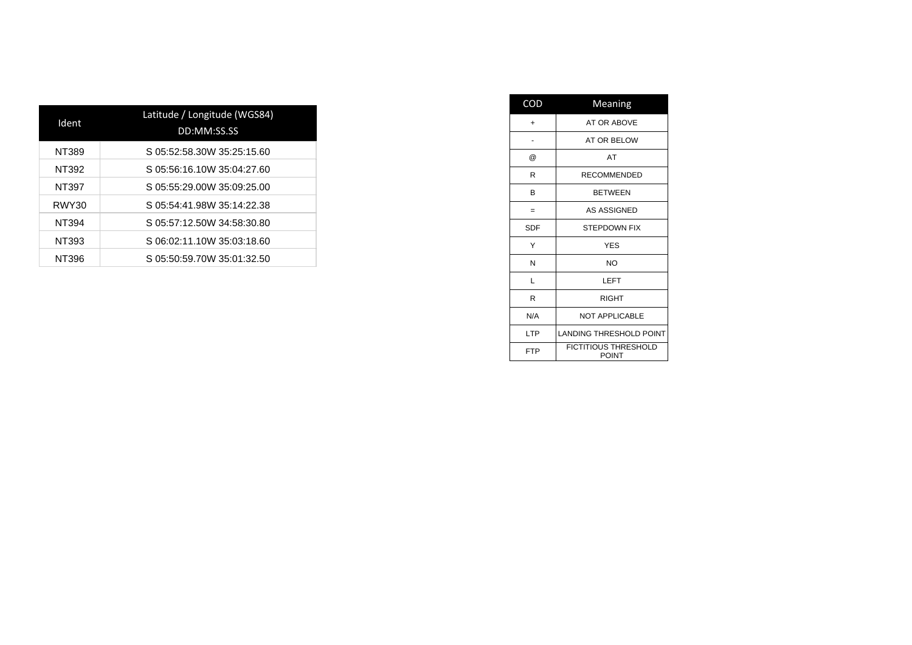| Ident | Latitude / Longitude (WGS84) DD:MM:SS.SS |
|---|---|
| NT389 | S 05:52:58.30W 35:25:15.60 |
| NT392 | S 05:56:16.10W 35:04:27.60 |
| NT397 | S 05:55:29.00W 35:09:25.00 |
| RWY30 | S 05:54:41.98W 35:14:22.38 |
| NT394 | S 05:57:12.50W 34:58:30.80 |
| NT393 | S 06:02:11.10W 35:03:18.60 |
| NT396 | S 05:50:59.70W 35:01:32.50 |

| COD | Meaning |
|---|---|
| + | AT OR ABOVE |
| - | AT OR BELOW |
| @ | AT |
| R | RECOMMENDED |
| B | BETWEEN |
| = | AS ASSIGNED |
| SDF | STEPDOWN FIX |
| Y | YES |
| N | NO |
| L | LEFT |
| R | RIGHT |
| N/A | NOT APPLICABLE |
| LTP | LANDING THRESHOLD POINT |
| FTP | FICTITIOUS THRESHOLD POINT |